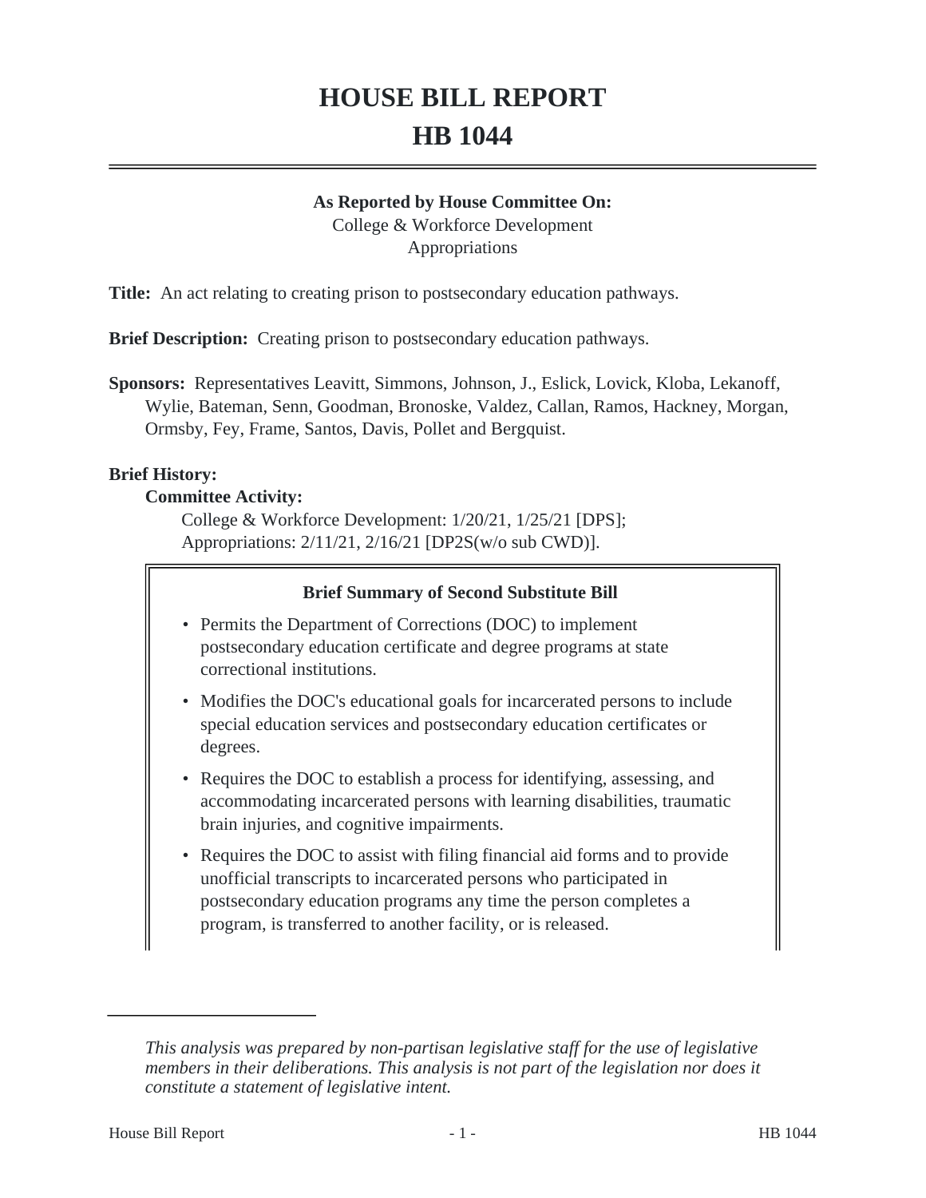# HOUSE BILL REPORT

# HB 1044

**As Reported by House Committee On:**
College & Workforce Development
Appropriations

**Title:** An act relating to creating prison to postsecondary education pathways.

**Brief Description:** Creating prison to postsecondary education pathways.

**Sponsors:** Representatives Leavitt, Simmons, Johnson, J., Eslick, Lovick, Kloba, Lekanoff, Wylie, Bateman, Senn, Goodman, Bronoske, Valdez, Callan, Ramos, Hackney, Morgan, Ormsby, Fey, Frame, Santos, Davis, Pollet and Bergquist.

**Brief History:**

**Committee Activity:**

College & Workforce Development: 1/20/21, 1/25/21 [DPS];
Appropriations: 2/11/21, 2/16/21 [DP2S(w/o sub CWD)].

**Brief Summary of Second Substitute Bill**

- Permits the Department of Corrections (DOC) to implement postsecondary education certificate and degree programs at state correctional institutions.
- Modifies the DOC's educational goals for incarcerated persons to include special education services and postsecondary education certificates or degrees.
- Requires the DOC to establish a process for identifying, assessing, and accommodating incarcerated persons with learning disabilities, traumatic brain injuries, and cognitive impairments.
- Requires the DOC to assist with filing financial aid forms and to provide unofficial transcripts to incarcerated persons who participated in postsecondary education programs any time the person completes a program, is transferred to another facility, or is released.

*This analysis was prepared by non-partisan legislative staff for the use of legislative members in their deliberations. This analysis is not part of the legislation nor does it constitute a statement of legislative intent.*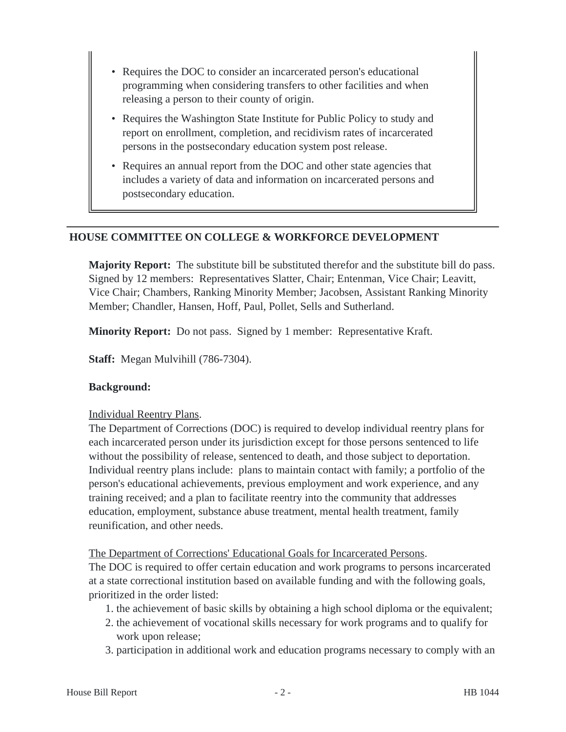- Requires the DOC to consider an incarcerated person's educational programming when considering transfers to other facilities and when releasing a person to their county of origin.
- Requires the Washington State Institute for Public Policy to study and report on enrollment, completion, and recidivism rates of incarcerated persons in the postsecondary education system post release.
- Requires an annual report from the DOC and other state agencies that includes a variety of data and information on incarcerated persons and postsecondary education.

---

## HOUSE COMMITTEE ON COLLEGE & WORKFORCE DEVELOPMENT

**Majority Report:** The substitute bill be substituted therefor and the substitute bill do pass. Signed by 12 members: Representatives Slatter, Chair; Entenman, Vice Chair; Leavitt, Vice Chair; Chambers, Ranking Minority Member; Jacobsen, Assistant Ranking Minority Member; Chandler, Hansen, Hoff, Paul, Pollet, Sells and Sutherland.

**Minority Report:** Do not pass. Signed by 1 member: Representative Kraft.

**Staff:** Megan Mulvihill (786-7304).

**Background:**

Individual Reentry Plans.
The Department of Corrections (DOC) is required to develop individual reentry plans for each incarcerated person under its jurisdiction except for those persons sentenced to life without the possibility of release, sentenced to death, and those subject to deportation. Individual reentry plans include: plans to maintain contact with family; a portfolio of the person's educational achievements, previous employment and work experience, and any training received; and a plan to facilitate reentry into the community that addresses education, employment, substance abuse treatment, mental health treatment, family reunification, and other needs.

The Department of Corrections' Educational Goals for Incarcerated Persons.
The DOC is required to offer certain education and work programs to persons incarcerated at a state correctional institution based on available funding and with the following goals, prioritized in the order listed:

1. the achievement of basic skills by obtaining a high school diploma or the equivalent;
2. the achievement of vocational skills necessary for work programs and to qualify for work upon release;
3. participation in additional work and education programs necessary to comply with an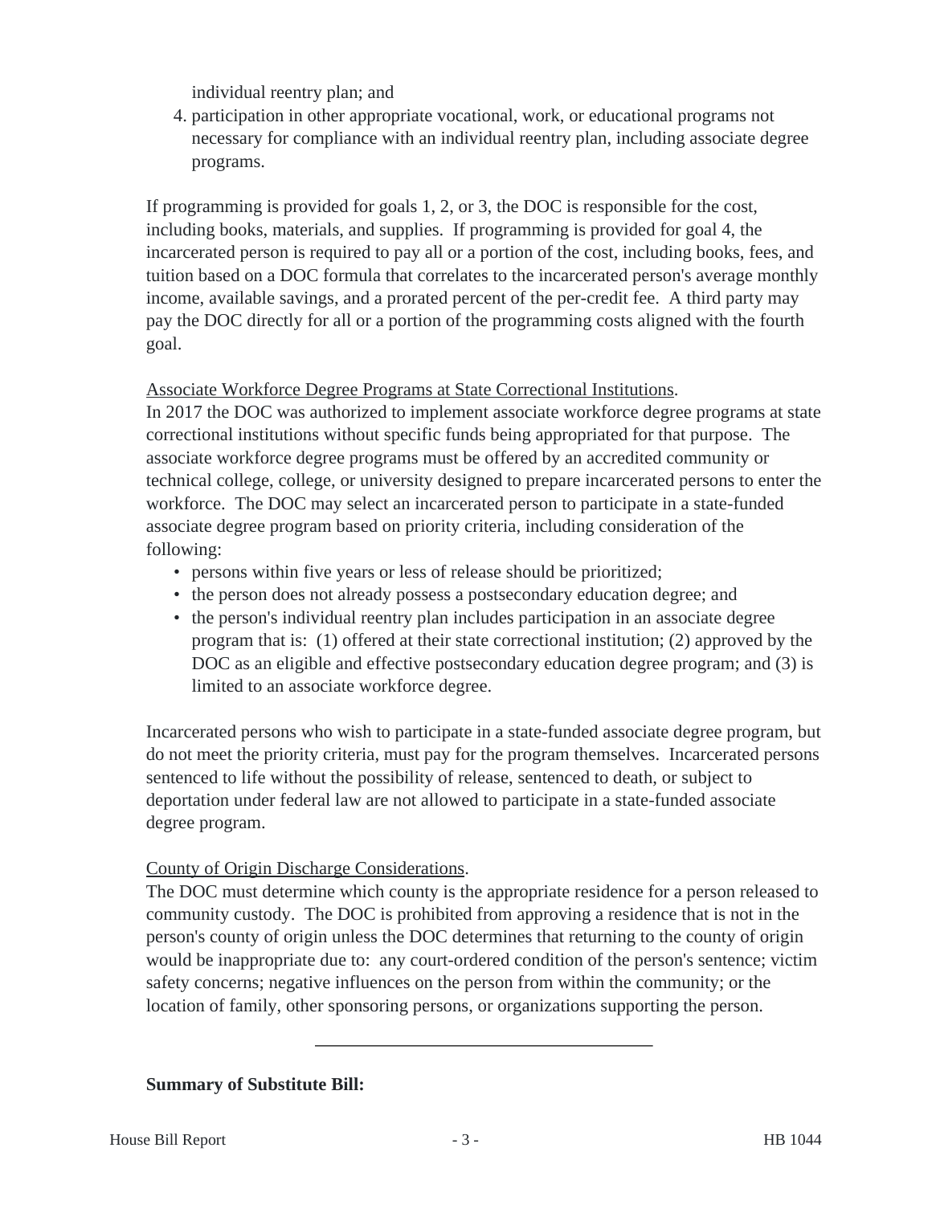individual reentry plan; and

4. participation in other appropriate vocational, work, or educational programs not necessary for compliance with an individual reentry plan, including associate degree programs.

If programming is provided for goals 1, 2, or 3, the DOC is responsible for the cost, including books, materials, and supplies. If programming is provided for goal 4, the incarcerated person is required to pay all or a portion of the cost, including books, fees, and tuition based on a DOC formula that correlates to the incarcerated person's average monthly income, available savings, and a prorated percent of the per-credit fee. A third party may pay the DOC directly for all or a portion of the programming costs aligned with the fourth goal.

Associate Workforce Degree Programs at State Correctional Institutions.
In 2017 the DOC was authorized to implement associate workforce degree programs at state correctional institutions without specific funds being appropriated for that purpose. The associate workforce degree programs must be offered by an accredited community or technical college, college, or university designed to prepare incarcerated persons to enter the workforce. The DOC may select an incarcerated person to participate in a state-funded associate degree program based on priority criteria, including consideration of the following:

- persons within five years or less of release should be prioritized;
- the person does not already possess a postsecondary education degree; and
- the person's individual reentry plan includes participation in an associate degree program that is: (1) offered at their state correctional institution; (2) approved by the DOC as an eligible and effective postsecondary education degree program; and (3) is limited to an associate workforce degree.

Incarcerated persons who wish to participate in a state-funded associate degree program, but do not meet the priority criteria, must pay for the program themselves. Incarcerated persons sentenced to life without the possibility of release, sentenced to death, or subject to deportation under federal law are not allowed to participate in a state-funded associate degree program.

County of Origin Discharge Considerations.
The DOC must determine which county is the appropriate residence for a person released to community custody. The DOC is prohibited from approving a residence that is not in the person's county of origin unless the DOC determines that returning to the county of origin would be inappropriate due to: any court-ordered condition of the person's sentence; victim safety concerns; negative influences on the person from within the community; or the location of family, other sponsoring persons, or organizations supporting the person.

---

**Summary of Substitute Bill:**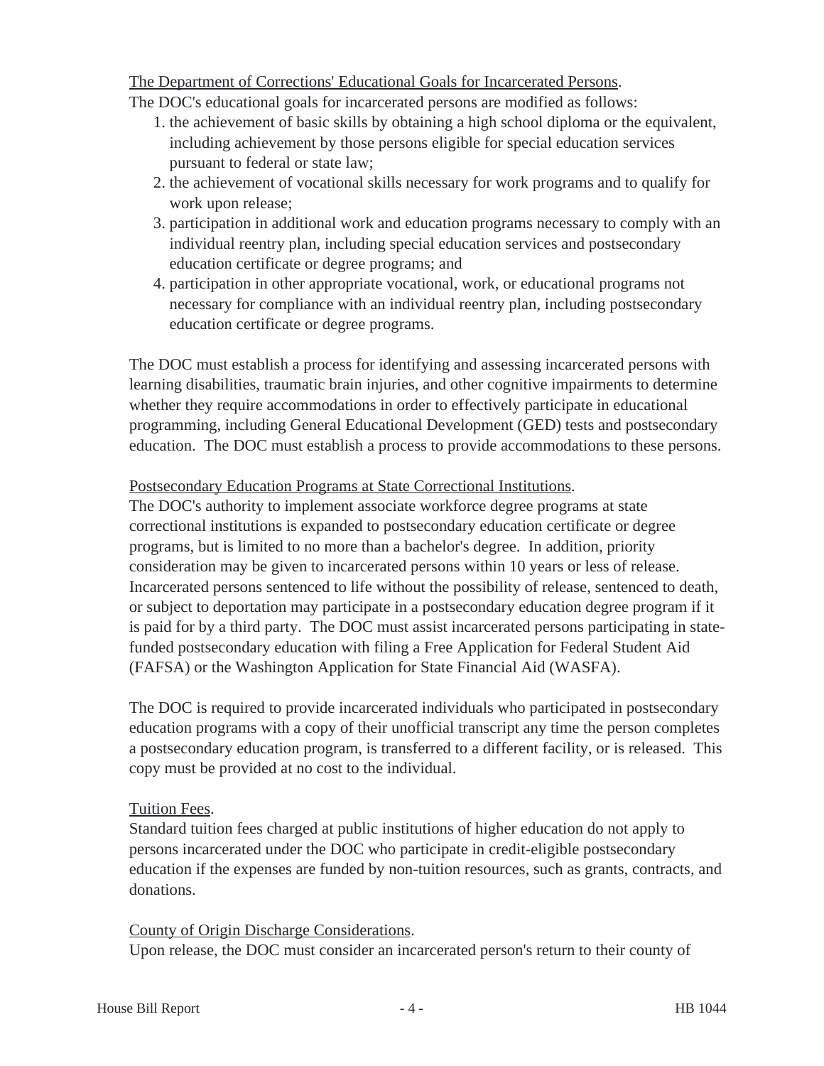The Department of Corrections' Educational Goals for Incarcerated Persons.

The DOC's educational goals for incarcerated persons are modified as follows:

1. the achievement of basic skills by obtaining a high school diploma or the equivalent, including achievement by those persons eligible for special education services pursuant to federal or state law;
2. the achievement of vocational skills necessary for work programs and to qualify for work upon release;
3. participation in additional work and education programs necessary to comply with an individual reentry plan, including special education services and postsecondary education certificate or degree programs; and
4. participation in other appropriate vocational, work, or educational programs not necessary for compliance with an individual reentry plan, including postsecondary education certificate or degree programs.

The DOC must establish a process for identifying and assessing incarcerated persons with learning disabilities, traumatic brain injuries, and other cognitive impairments to determine whether they require accommodations in order to effectively participate in educational programming, including General Educational Development (GED) tests and postsecondary education. The DOC must establish a process to provide accommodations to these persons.

Postsecondary Education Programs at State Correctional Institutions.

The DOC's authority to implement associate workforce degree programs at state correctional institutions is expanded to postsecondary education certificate or degree programs, but is limited to no more than a bachelor's degree. In addition, priority consideration may be given to incarcerated persons within 10 years or less of release. Incarcerated persons sentenced to life without the possibility of release, sentenced to death, or subject to deportation may participate in a postsecondary education degree program if it is paid for by a third party. The DOC must assist incarcerated persons participating in state-funded postsecondary education with filing a Free Application for Federal Student Aid (FAFSA) or the Washington Application for State Financial Aid (WASFA).

The DOC is required to provide incarcerated individuals who participated in postsecondary education programs with a copy of their unofficial transcript any time the person completes a postsecondary education program, is transferred to a different facility, or is released. This copy must be provided at no cost to the individual.

Tuition Fees.

Standard tuition fees charged at public institutions of higher education do not apply to persons incarcerated under the DOC who participate in credit-eligible postsecondary education if the expenses are funded by non-tuition resources, such as grants, contracts, and donations.

County of Origin Discharge Considerations.

Upon release, the DOC must consider an incarcerated person's return to their county of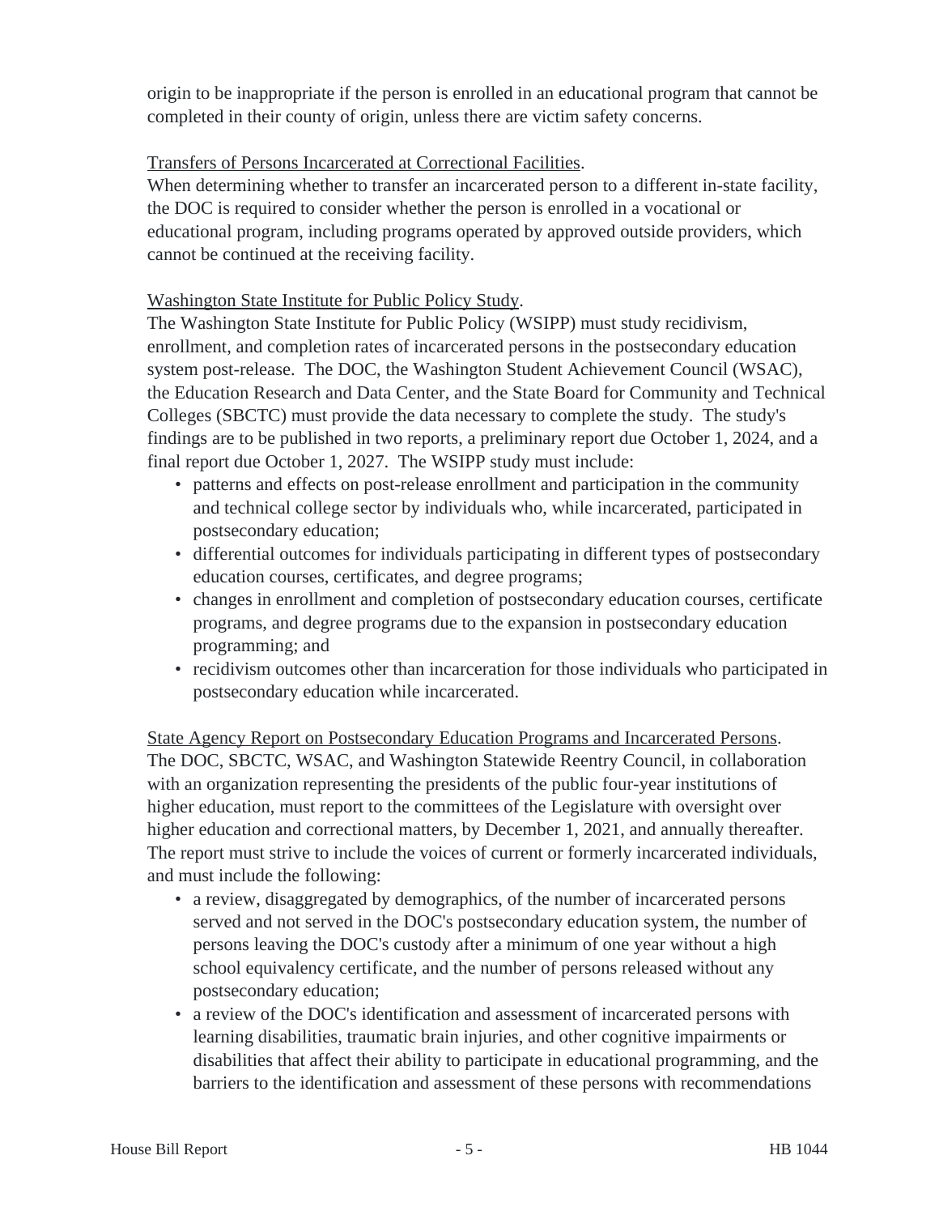origin to be inappropriate if the person is enrolled in an educational program that cannot be completed in their county of origin, unless there are victim safety concerns.

Transfers of Persons Incarcerated at Correctional Facilities.
When determining whether to transfer an incarcerated person to a different in-state facility, the DOC is required to consider whether the person is enrolled in a vocational or educational program, including programs operated by approved outside providers, which cannot be continued at the receiving facility.

Washington State Institute for Public Policy Study.
The Washington State Institute for Public Policy (WSIPP) must study recidivism, enrollment, and completion rates of incarcerated persons in the postsecondary education system post-release. The DOC, the Washington Student Achievement Council (WSAC), the Education Research and Data Center, and the State Board for Community and Technical Colleges (SBCTC) must provide the data necessary to complete the study. The study's findings are to be published in two reports, a preliminary report due October 1, 2024, and a final report due October 1, 2027. The WSIPP study must include:

- patterns and effects on post-release enrollment and participation in the community and technical college sector by individuals who, while incarcerated, participated in postsecondary education;
- differential outcomes for individuals participating in different types of postsecondary education courses, certificates, and degree programs;
- changes in enrollment and completion of postsecondary education courses, certificate programs, and degree programs due to the expansion in postsecondary education programming; and
- recidivism outcomes other than incarceration for those individuals who participated in postsecondary education while incarcerated.

State Agency Report on Postsecondary Education Programs and Incarcerated Persons.
The DOC, SBCTC, WSAC, and Washington Statewide Reentry Council, in collaboration with an organization representing the presidents of the public four-year institutions of higher education, must report to the committees of the Legislature with oversight over higher education and correctional matters, by December 1, 2021, and annually thereafter. The report must strive to include the voices of current or formerly incarcerated individuals, and must include the following:

- a review, disaggregated by demographics, of the number of incarcerated persons served and not served in the DOC's postsecondary education system, the number of persons leaving the DOC's custody after a minimum of one year without a high school equivalency certificate, and the number of persons released without any postsecondary education;
- a review of the DOC's identification and assessment of incarcerated persons with learning disabilities, traumatic brain injuries, and other cognitive impairments or disabilities that affect their ability to participate in educational programming, and the barriers to the identification and assessment of these persons with recommendations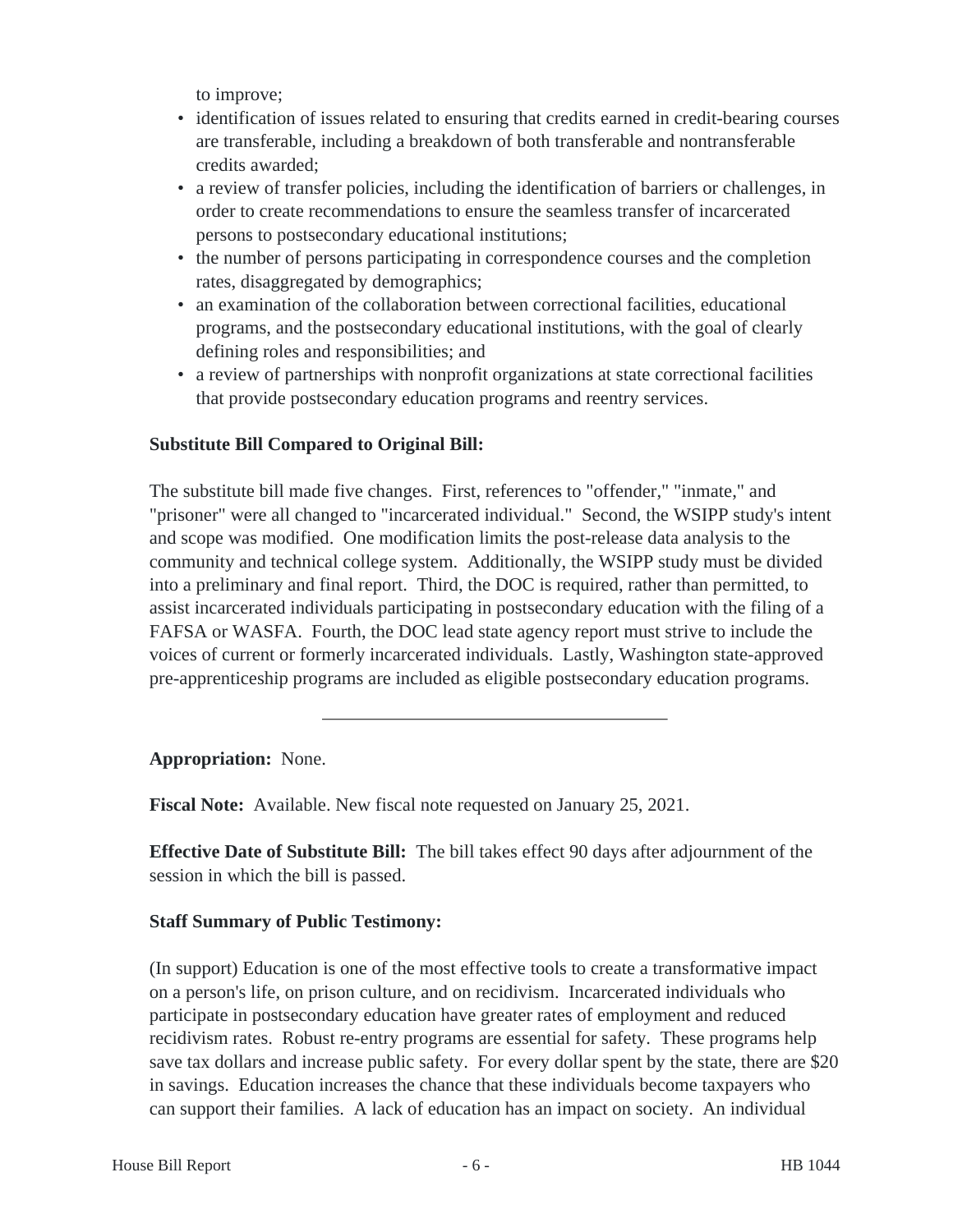to improve;

- identification of issues related to ensuring that credits earned in credit-bearing courses are transferable, including a breakdown of both transferable and nontransferable credits awarded;
- a review of transfer policies, including the identification of barriers or challenges, in order to create recommendations to ensure the seamless transfer of incarcerated persons to postsecondary educational institutions;
- the number of persons participating in correspondence courses and the completion rates, disaggregated by demographics;
- an examination of the collaboration between correctional facilities, educational programs, and the postsecondary educational institutions, with the goal of clearly defining roles and responsibilities; and
- a review of partnerships with nonprofit organizations at state correctional facilities that provide postsecondary education programs and reentry services.

**Substitute Bill Compared to Original Bill:**

The substitute bill made five changes. First, references to "offender," "inmate," and "prisoner" were all changed to "incarcerated individual." Second, the WSIPP study's intent and scope was modified. One modification limits the post-release data analysis to the community and technical college system. Additionally, the WSIPP study must be divided into a preliminary and final report. Third, the DOC is required, rather than permitted, to assist incarcerated individuals participating in postsecondary education with the filing of a FAFSA or WASFA. Fourth, the DOC lead state agency report must strive to include the voices of current or formerly incarcerated individuals. Lastly, Washington state-approved pre-apprenticeship programs are included as eligible postsecondary education programs.

---

**Appropriation:** None.

**Fiscal Note:** Available. New fiscal note requested on January 25, 2021.

**Effective Date of Substitute Bill:** The bill takes effect 90 days after adjournment of the session in which the bill is passed.

**Staff Summary of Public Testimony:**

(In support) Education is one of the most effective tools to create a transformative impact on a person's life, on prison culture, and on recidivism. Incarcerated individuals who participate in postsecondary education have greater rates of employment and reduced recidivism rates. Robust re-entry programs are essential for safety. These programs help save tax dollars and increase public safety. For every dollar spent by the state, there are $20 in savings. Education increases the chance that these individuals become taxpayers who can support their families. A lack of education has an impact on society. An individual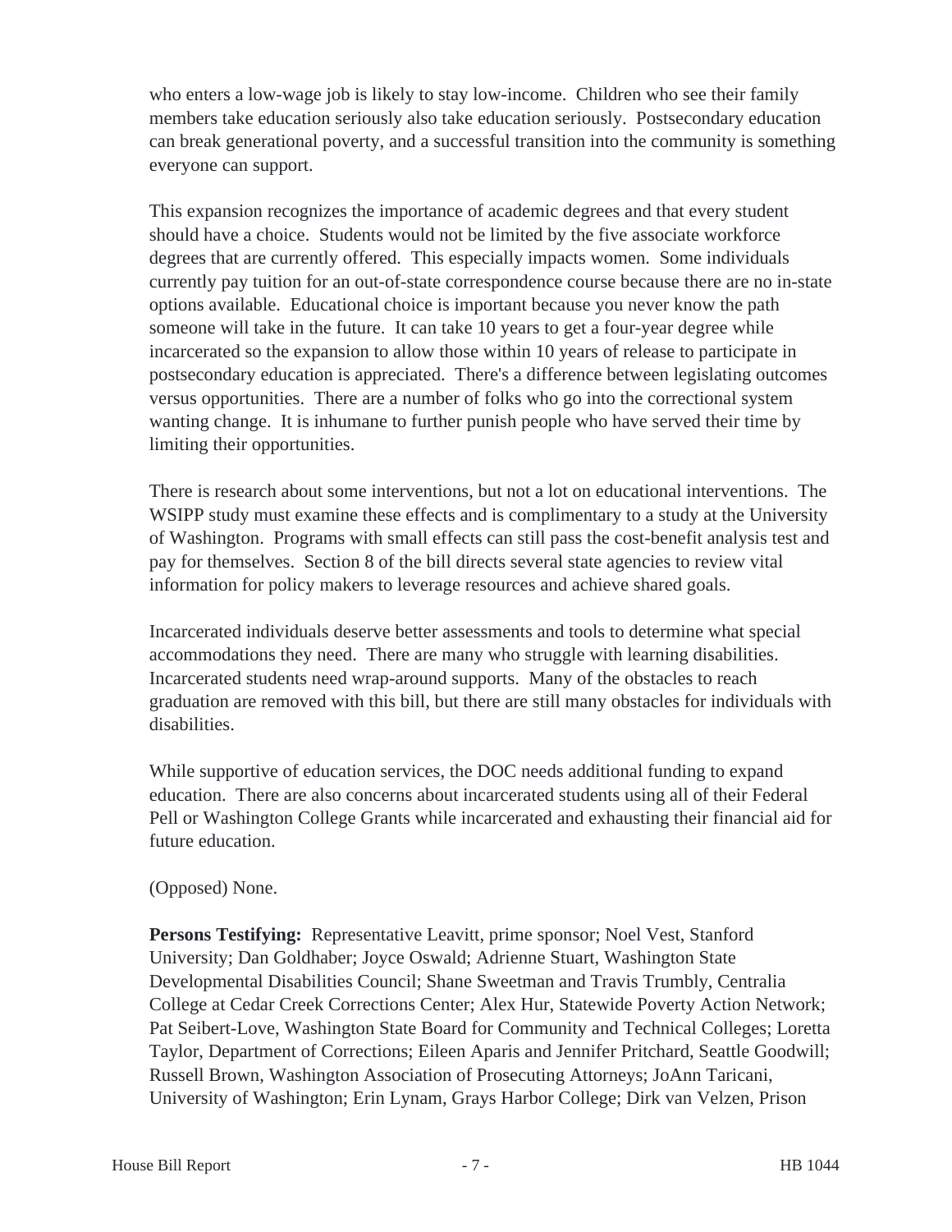who enters a low-wage job is likely to stay low-income. Children who see their family members take education seriously also take education seriously. Postsecondary education can break generational poverty, and a successful transition into the community is something everyone can support.

This expansion recognizes the importance of academic degrees and that every student should have a choice. Students would not be limited by the five associate workforce degrees that are currently offered. This especially impacts women. Some individuals currently pay tuition for an out-of-state correspondence course because there are no in-state options available. Educational choice is important because you never know the path someone will take in the future. It can take 10 years to get a four-year degree while incarcerated so the expansion to allow those within 10 years of release to participate in postsecondary education is appreciated. There's a difference between legislating outcomes versus opportunities. There are a number of folks who go into the correctional system wanting change. It is inhumane to further punish people who have served their time by limiting their opportunities.

There is research about some interventions, but not a lot on educational interventions. The WSIPP study must examine these effects and is complimentary to a study at the University of Washington. Programs with small effects can still pass the cost-benefit analysis test and pay for themselves. Section 8 of the bill directs several state agencies to review vital information for policy makers to leverage resources and achieve shared goals.

Incarcerated individuals deserve better assessments and tools to determine what special accommodations they need. There are many who struggle with learning disabilities. Incarcerated students need wrap-around supports. Many of the obstacles to reach graduation are removed with this bill, but there are still many obstacles for individuals with disabilities.

While supportive of education services, the DOC needs additional funding to expand education. There are also concerns about incarcerated students using all of their Federal Pell or Washington College Grants while incarcerated and exhausting their financial aid for future education.

(Opposed) None.

**Persons Testifying:** Representative Leavitt, prime sponsor; Noel Vest, Stanford University; Dan Goldhaber; Joyce Oswald; Adrienne Stuart, Washington State Developmental Disabilities Council; Shane Sweetman and Travis Trumbly, Centralia College at Cedar Creek Corrections Center; Alex Hur, Statewide Poverty Action Network; Pat Seibert-Love, Washington State Board for Community and Technical Colleges; Loretta Taylor, Department of Corrections; Eileen Aparis and Jennifer Pritchard, Seattle Goodwill; Russell Brown, Washington Association of Prosecuting Attorneys; JoAnn Taricani, University of Washington; Erin Lynam, Grays Harbor College; Dirk van Velzen, Prison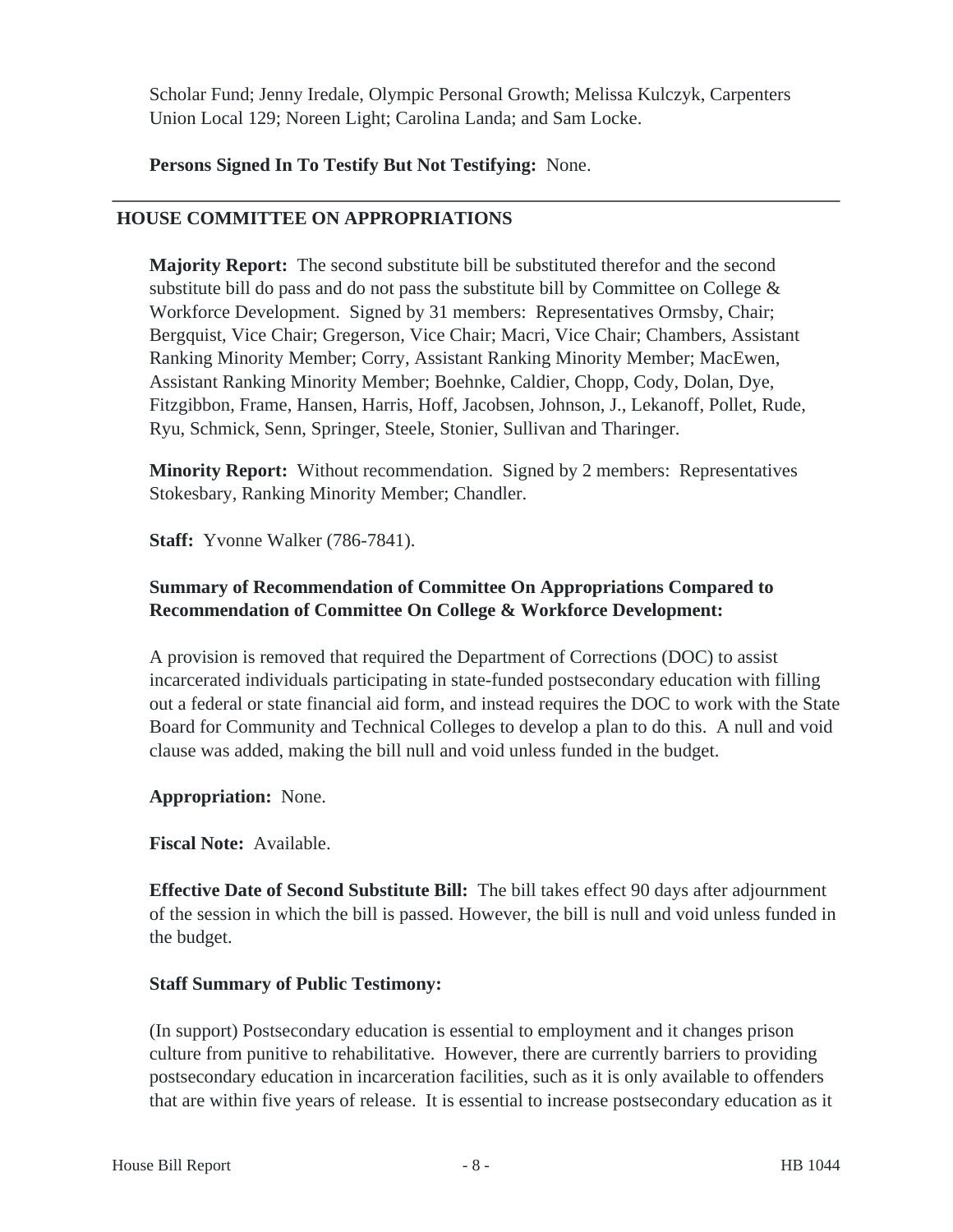Scholar Fund; Jenny Iredale, Olympic Personal Growth; Melissa Kulczyk, Carpenters Union Local 129; Noreen Light; Carolina Landa; and Sam Locke.

**Persons Signed In To Testify But Not Testifying:** None.

---

## HOUSE COMMITTEE ON APPROPRIATIONS

**Majority Report:** The second substitute bill be substituted therefor and the second substitute bill do pass and do not pass the substitute bill by Committee on College & Workforce Development. Signed by 31 members: Representatives Ormsby, Chair; Bergquist, Vice Chair; Gregerson, Vice Chair; Macri, Vice Chair; Chambers, Assistant Ranking Minority Member; Corry, Assistant Ranking Minority Member; MacEwen, Assistant Ranking Minority Member; Boehnke, Caldier, Chopp, Cody, Dolan, Dye, Fitzgibbon, Frame, Hansen, Harris, Hoff, Jacobsen, Johnson, J., Lekanoff, Pollet, Rude, Ryu, Schmick, Senn, Springer, Steele, Stonier, Sullivan and Tharinger.

**Minority Report:** Without recommendation. Signed by 2 members: Representatives Stokesbary, Ranking Minority Member; Chandler.

**Staff:** Yvonne Walker (786-7841).

**Summary of Recommendation of Committee On Appropriations Compared to Recommendation of Committee On College & Workforce Development:**

A provision is removed that required the Department of Corrections (DOC) to assist incarcerated individuals participating in state-funded postsecondary education with filling out a federal or state financial aid form, and instead requires the DOC to work with the State Board for Community and Technical Colleges to develop a plan to do this. A null and void clause was added, making the bill null and void unless funded in the budget.

**Appropriation:** None.

**Fiscal Note:** Available.

**Effective Date of Second Substitute Bill:** The bill takes effect 90 days after adjournment of the session in which the bill is passed. However, the bill is null and void unless funded in the budget.

**Staff Summary of Public Testimony:**

(In support) Postsecondary education is essential to employment and it changes prison culture from punitive to rehabilitative. However, there are currently barriers to providing postsecondary education in incarceration facilities, such as it is only available to offenders that are within five years of release. It is essential to increase postsecondary education as it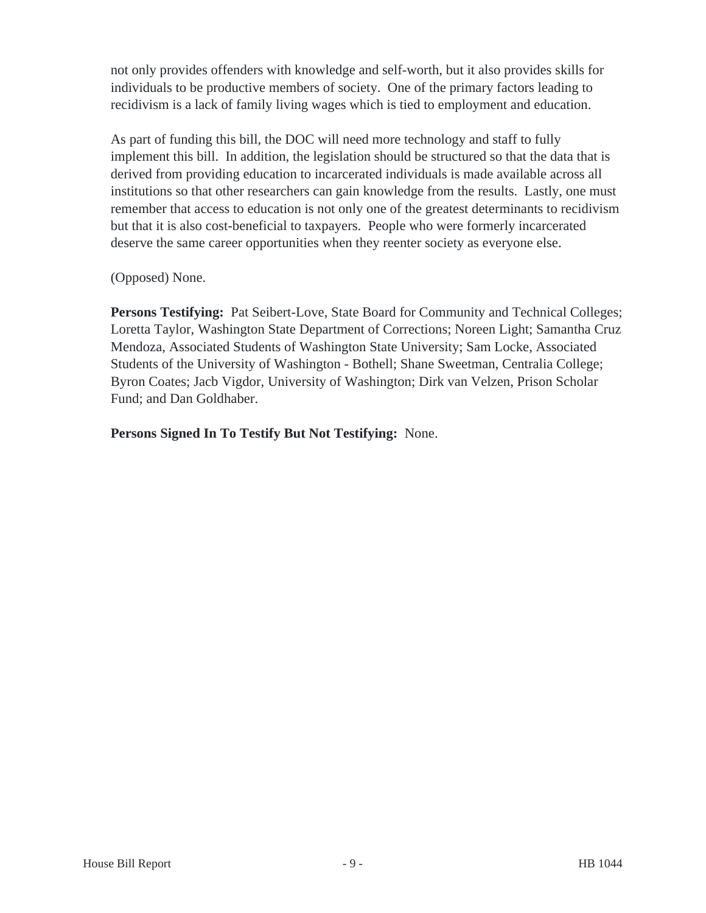not only provides offenders with knowledge and self-worth, but it also provides skills for individuals to be productive members of society. One of the primary factors leading to recidivism is a lack of family living wages which is tied to employment and education.

As part of funding this bill, the DOC will need more technology and staff to fully implement this bill. In addition, the legislation should be structured so that the data that is derived from providing education to incarcerated individuals is made available across all institutions so that other researchers can gain knowledge from the results. Lastly, one must remember that access to education is not only one of the greatest determinants to recidivism but that it is also cost-beneficial to taxpayers. People who were formerly incarcerated deserve the same career opportunities when they reenter society as everyone else.

(Opposed) None.

**Persons Testifying:** Pat Seibert-Love, State Board for Community and Technical Colleges; Loretta Taylor, Washington State Department of Corrections; Noreen Light; Samantha Cruz Mendoza, Associated Students of Washington State University; Sam Locke, Associated Students of the University of Washington - Bothell; Shane Sweetman, Centralia College; Byron Coates; Jacb Vigdor, University of Washington; Dirk van Velzen, Prison Scholar Fund; and Dan Goldhaber.

**Persons Signed In To Testify But Not Testifying:** None.